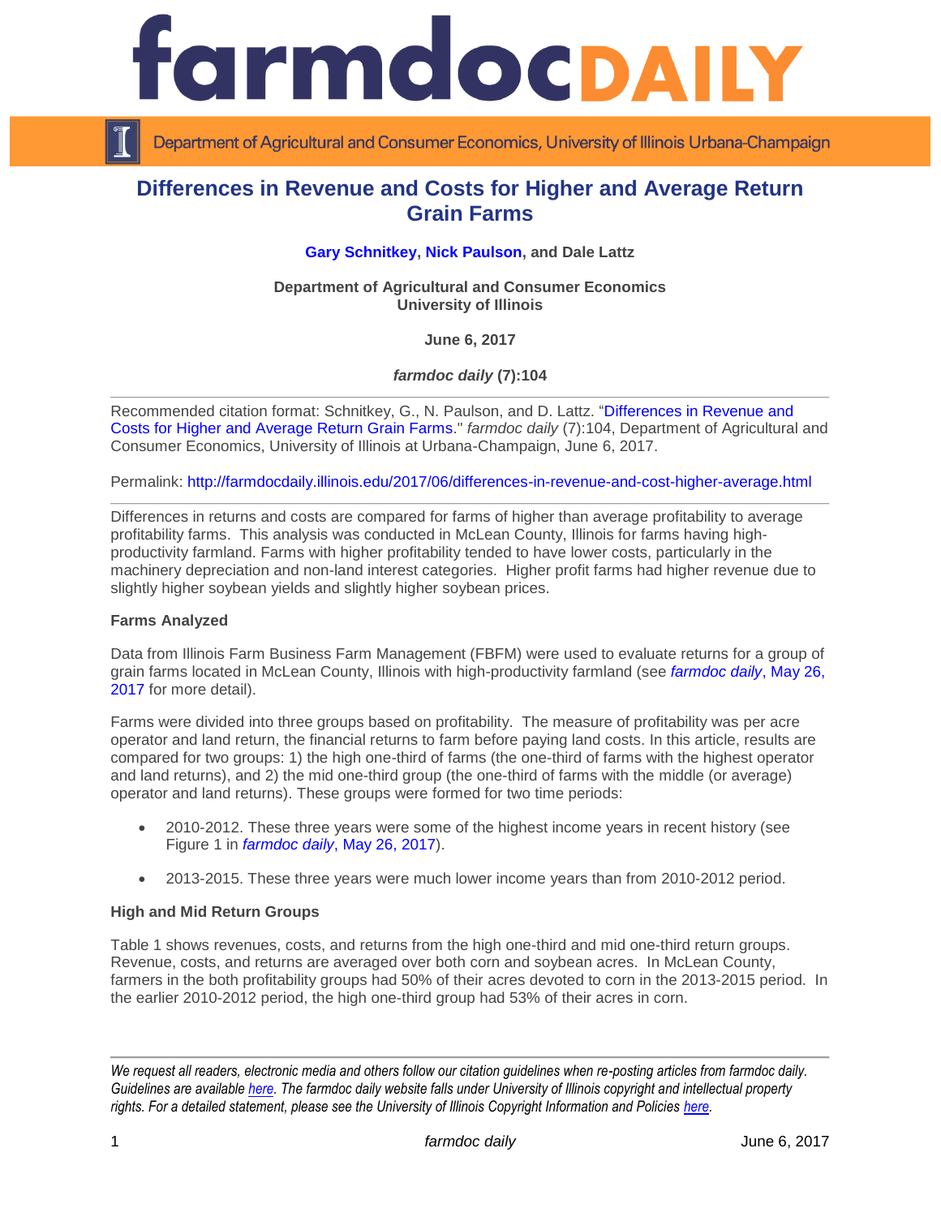# Differences in Revenue and Costs for Higher and Average Return Grain Farms

**Gary Schnitkey, Nick Paulson, and Dale Lattz**

**Department of Agricultural and Consumer Economics**
**University of Illinois**

**June 6, 2017**

***farmdoc daily* (7):104**

Recommended citation format: Schnitkey, G., N. Paulson, and D. Lattz. "Differences in Revenue and Costs for Higher and Average Return Grain Farms." *farmdoc daily* (7):104, Department of Agricultural and Consumer Economics, University of Illinois at Urbana-Champaign, June 6, 2017.

Permalink: http://farmdocdaily.illinois.edu/2017/06/differences-in-revenue-and-cost-higher-average.html

Differences in returns and costs are compared for farms of higher than average profitability to average profitability farms. This analysis was conducted in McLean County, Illinois for farms having high-productivity farmland. Farms with higher profitability tended to have lower costs, particularly in the machinery depreciation and non-land interest categories. Higher profit farms had higher revenue due to slightly higher soybean yields and slightly higher soybean prices.

**Farms Analyzed**

Data from Illinois Farm Business Farm Management (FBFM) were used to evaluate returns for a group of grain farms located in McLean County, Illinois with high-productivity farmland (see *farmdoc daily*, May 26, 2017 for more detail).

Farms were divided into three groups based on profitability. The measure of profitability was per acre operator and land return, the financial returns to farm before paying land costs. In this article, results are compared for two groups: 1) the high one-third of farms (the one-third of farms with the highest operator and land returns), and 2) the mid one-third group (the one-third of farms with the middle (or average) operator and land returns). These groups were formed for two time periods:

- 2010-2012. These three years were some of the highest income years in recent history (see Figure 1 in *farmdoc daily*, May 26, 2017).
- 2013-2015. These three years were much lower income years than from 2010-2012 period.

**High and Mid Return Groups**

Table 1 shows revenues, costs, and returns from the high one-third and mid one-third return groups. Revenue, costs, and returns are averaged over both corn and soybean acres. In McLean County, farmers in the both profitability groups had 50% of their acres devoted to corn in the 2013-2015 period. In the earlier 2010-2012 period, the high one-third group had 53% of their acres in corn.

*We request all readers, electronic media and others follow our citation guidelines when re-posting articles from farmdoc daily. Guidelines are available here. The farmdoc daily website falls under University of Illinois copyright and intellectual property rights. For a detailed statement, please see the University of Illinois Copyright Information and Policies here.*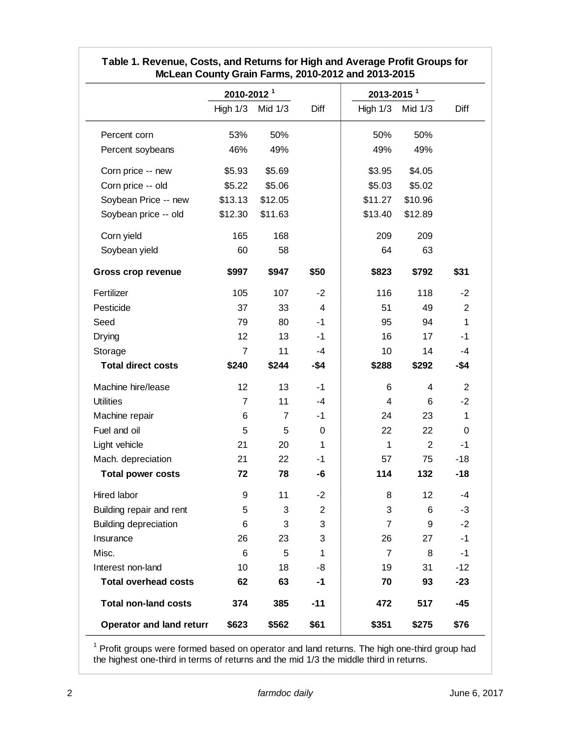**Table 1. Revenue, Costs, and Returns for High and Average Profit Groups for McLean County Grain Farms, 2010-2012 and 2013-2015**

| | 2010-2012 [1] | | | 2013-2015 [1] | | |
|---|---|---|---|---|---|---|
| | High 1/3 | Mid 1/3 | Diff | High 1/3 | Mid 1/3 | Diff |
| Percent corn | 53% | 50% | | 50% | 50% | |
| Percent soybeans | 46% | 49% | | 49% | 49% | |
| Corn price -- new | $5.93 | $5.69 | | $3.95 | $4.05 | |
| Corn price -- old | $5.22 | $5.06 | | $5.03 | $5.02 | |
| Soybean Price -- new | $13.13 | $12.05 | | $11.27 | $10.96 | |
| Soybean price -- old | $12.30 | $11.63 | | $13.40 | $12.89 | |
| Corn yield | 165 | 168 | | 209 | 209 | |
| Soybean yield | 60 | 58 | | 64 | 63 | |
| **Gross crop revenue** | **$997** | **$947** | **$50** | **$823** | **$792** | **$31** |
| Fertilizer | 105 | 107 | -2 | 116 | 118 | -2 |
| Pesticide | 37 | 33 | 4 | 51 | 49 | 2 |
| Seed | 79 | 80 | -1 | 95 | 94 | 1 |
| Drying | 12 | 13 | -1 | 16 | 17 | -1 |
| Storage | 7 | 11 | -4 | 10 | 14 | -4 |
| **Total direct costs** | **$240** | **$244** | **-$4** | **$288** | **$292** | **-$4** |
| Machine hire/lease | 12 | 13 | -1 | 6 | 4 | 2 |
| Utilities | 7 | 11 | -4 | 4 | 6 | -2 |
| Machine repair | 6 | 7 | -1 | 24 | 23 | 1 |
| Fuel and oil | 5 | 5 | 0 | 22 | 22 | 0 |
| Light vehicle | 21 | 20 | 1 | 1 | 2 | -1 |
| Mach. depreciation | 21 | 22 | -1 | 57 | 75 | -18 |
| **Total power costs** | **72** | **78** | **-6** | **114** | **132** | **-18** |
| Hired labor | 9 | 11 | -2 | 8 | 12 | -4 |
| Building repair and rent | 5 | 3 | 2 | 3 | 6 | -3 |
| Building depreciation | 6 | 3 | 3 | 7 | 9 | -2 |
| Insurance | 26 | 23 | 3 | 26 | 27 | -1 |
| Misc. | 6 | 5 | 1 | 7 | 8 | -1 |
| Interest non-land | 10 | 18 | -8 | 19 | 31 | -12 |
| **Total overhead costs** | **62** | **63** | **-1** | **70** | **93** | **-23** |
| **Total non-land costs** | **374** | **385** | **-11** | **472** | **517** | **-45** |
| **Operator and land return** | **$623** | **$562** | **$61** | **$351** | **$275** | **$76** |

[1] Profit groups were formed based on operator and land returns. The high one-third group had the highest one-third in terms of returns and the mid 1/3 the middle third in returns.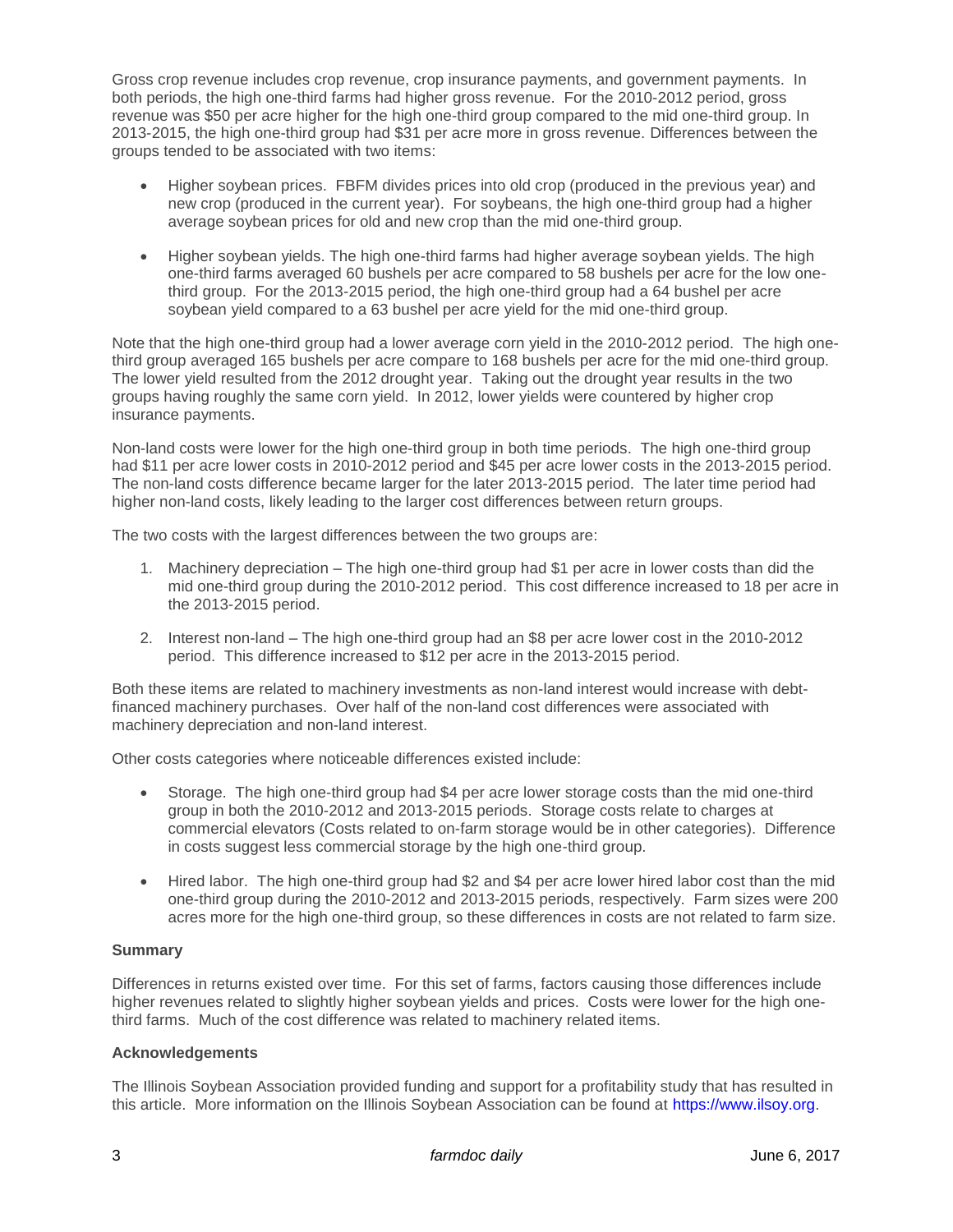Gross crop revenue includes crop revenue, crop insurance payments, and government payments. In both periods, the high one-third farms had higher gross revenue. For the 2010-2012 period, gross revenue was $50 per acre higher for the high one-third group compared to the mid one-third group. In 2013-2015, the high one-third group had $31 per acre more in gross revenue. Differences between the groups tended to be associated with two items:

- Higher soybean prices. FBFM divides prices into old crop (produced in the previous year) and new crop (produced in the current year). For soybeans, the high one-third group had a higher average soybean prices for old and new crop than the mid one-third group.

- Higher soybean yields. The high one-third farms had higher average soybean yields. The high one-third farms averaged 60 bushels per acre compared to 58 bushels per acre for the low one-third group. For the 2013-2015 period, the high one-third group had a 64 bushel per acre soybean yield compared to a 63 bushel per acre yield for the mid one-third group.

Note that the high one-third group had a lower average corn yield in the 2010-2012 period. The high one-third group averaged 165 bushels per acre compare to 168 bushels per acre for the mid one-third group. The lower yield resulted from the 2012 drought year. Taking out the drought year results in the two groups having roughly the same corn yield. In 2012, lower yields were countered by higher crop insurance payments.

Non-land costs were lower for the high one-third group in both time periods. The high one-third group had $11 per acre lower costs in 2010-2012 period and $45 per acre lower costs in the 2013-2015 period. The non-land costs difference became larger for the later 2013-2015 period. The later time period had higher non-land costs, likely leading to the larger cost differences between return groups.

The two costs with the largest differences between the two groups are:

1. Machinery depreciation – The high one-third group had $1 per acre in lower costs than did the mid one-third group during the 2010-2012 period. This cost difference increased to 18 per acre in the 2013-2015 period.

2. Interest non-land – The high one-third group had an $8 per acre lower cost in the 2010-2012 period. This difference increased to $12 per acre in the 2013-2015 period.

Both these items are related to machinery investments as non-land interest would increase with debt-financed machinery purchases. Over half of the non-land cost differences were associated with machinery depreciation and non-land interest.

Other costs categories where noticeable differences existed include:

- Storage. The high one-third group had $4 per acre lower storage costs than the mid one-third group in both the 2010-2012 and 2013-2015 periods. Storage costs relate to charges at commercial elevators (Costs related to on-farm storage would be in other categories). Difference in costs suggest less commercial storage by the high one-third group.

- Hired labor. The high one-third group had $2 and $4 per acre lower hired labor cost than the mid one-third group during the 2010-2012 and 2013-2015 periods, respectively. Farm sizes were 200 acres more for the high one-third group, so these differences in costs are not related to farm size.

**Summary**

Differences in returns existed over time. For this set of farms, factors causing those differences include higher revenues related to slightly higher soybean yields and prices. Costs were lower for the high one-third farms. Much of the cost difference was related to machinery related items.

**Acknowledgements**

The Illinois Soybean Association provided funding and support for a profitability study that has resulted in this article. More information on the Illinois Soybean Association can be found at https://www.ilsoy.org.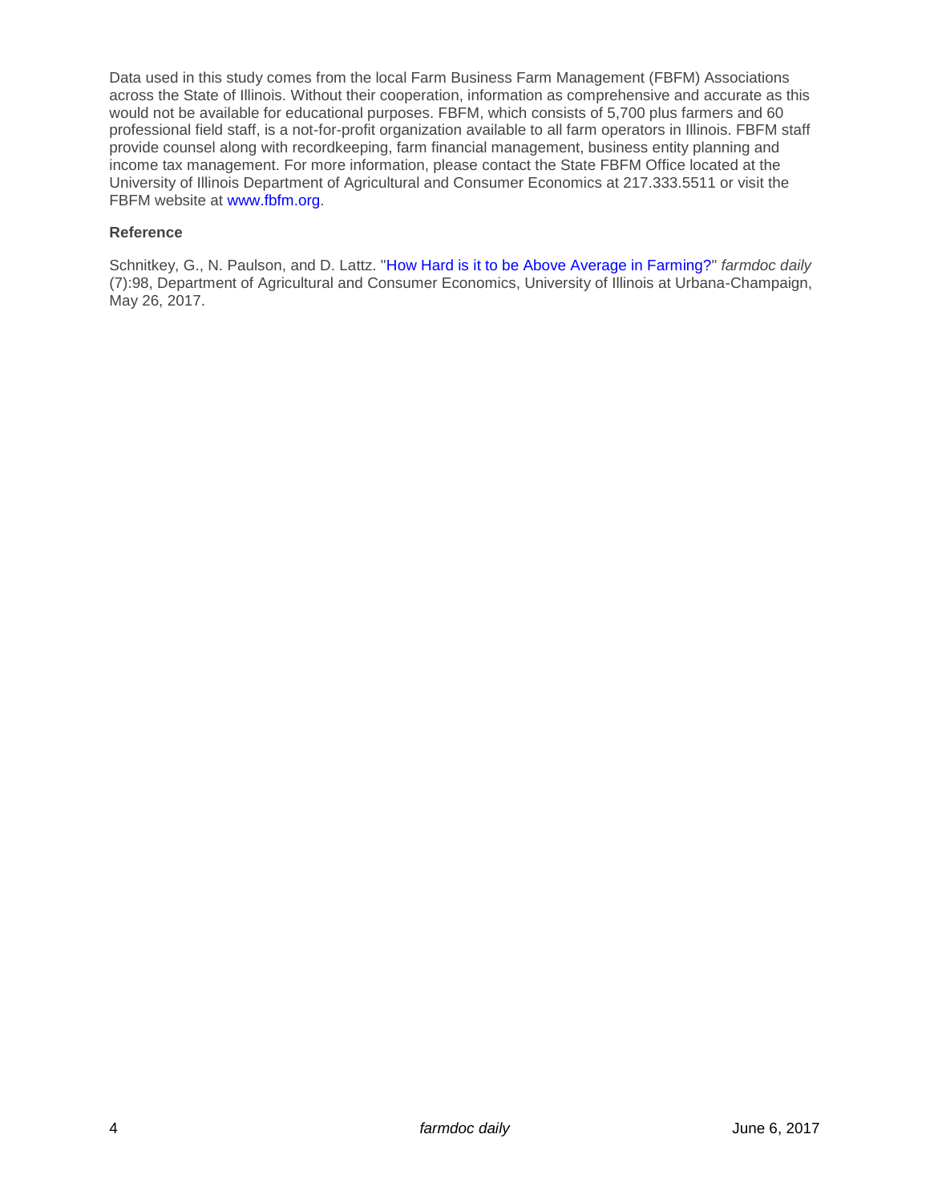Data used in this study comes from the local Farm Business Farm Management (FBFM) Associations across the State of Illinois. Without their cooperation, information as comprehensive and accurate as this would not be available for educational purposes. FBFM, which consists of 5,700 plus farmers and 60 professional field staff, is a not-for-profit organization available to all farm operators in Illinois. FBFM staff provide counsel along with recordkeeping, farm financial management, business entity planning and income tax management. For more information, please contact the State FBFM Office located at the University of Illinois Department of Agricultural and Consumer Economics at 217.333.5511 or visit the FBFM website at www.fbfm.org.

**Reference**

Schnitkey, G., N. Paulson, and D. Lattz. "How Hard is it to be Above Average in Farming?" *farmdoc daily* (7):98, Department of Agricultural and Consumer Economics, University of Illinois at Urbana-Champaign, May 26, 2017.